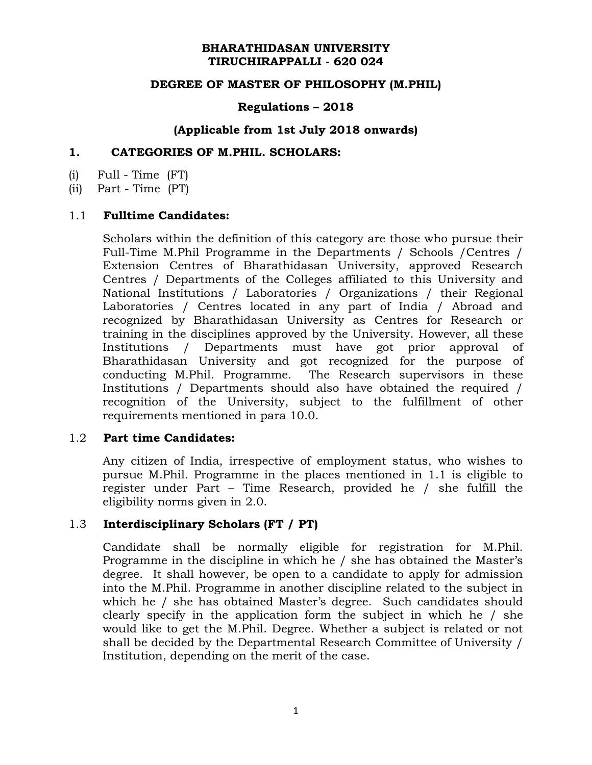# BHARATHIDASAN UNIVERSITY
# TIRUCHIRAPPALLI - 620 024

## DEGREE OF MASTER OF PHILOSOPHY (M.PHIL)

## Regulations – 2018

## (Applicable from 1st July 2018 onwards)

## 1. CATEGORIES OF M.PHIL. SCHOLARS:

(i) Full - Time (FT)
(ii) Part - Time (PT)

### 1.1 Fulltime Candidates:

Scholars within the definition of this category are those who pursue their Full-Time M.Phil Programme in the Departments / Schools /Centres / Extension Centres of Bharathidasan University, approved Research Centres / Departments of the Colleges affiliated to this University and National Institutions / Laboratories / Organizations / their Regional Laboratories / Centres located in any part of India / Abroad and recognized by Bharathidasan University as Centres for Research or training in the disciplines approved by the University. However, all these Institutions / Departments must have got prior approval of Bharathidasan University and got recognized for the purpose of conducting M.Phil. Programme. The Research supervisors in these Institutions / Departments should also have obtained the required / recognition of the University, subject to the fulfillment of other requirements mentioned in para 10.0.

### 1.2 Part time Candidates:

Any citizen of India, irrespective of employment status, who wishes to pursue M.Phil. Programme in the places mentioned in 1.1 is eligible to register under Part – Time Research, provided he / she fulfill the eligibility norms given in 2.0.

### 1.3 Interdisciplinary Scholars (FT / PT)

Candidate shall be normally eligible for registration for M.Phil. Programme in the discipline in which he / she has obtained the Master's degree. It shall however, be open to a candidate to apply for admission into the M.Phil. Programme in another discipline related to the subject in which he / she has obtained Master's degree. Such candidates should clearly specify in the application form the subject in which he / she would like to get the M.Phil. Degree. Whether a subject is related or not shall be decided by the Departmental Research Committee of University / Institution, depending on the merit of the case.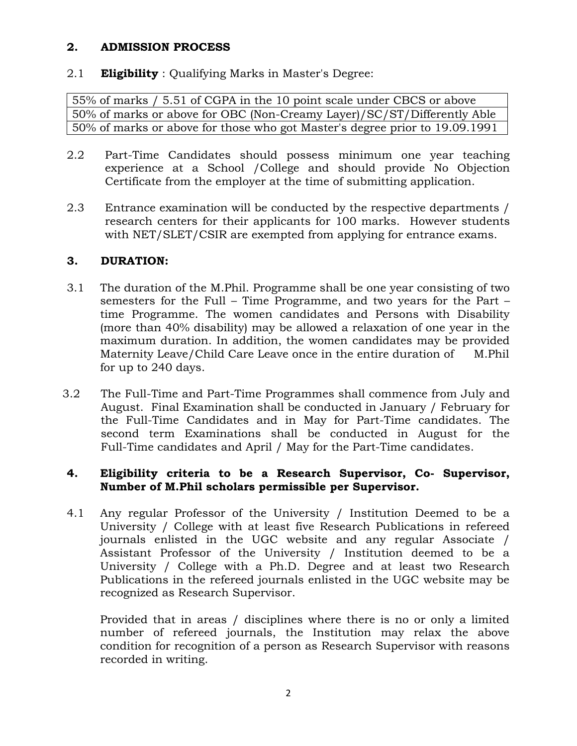## 2. ADMISSION PROCESS

2.1 **Eligibility** : Qualifying Marks in Master's Degree:

| 55% of marks / 5.51 of CGPA in the 10 point scale under CBCS or above |
|---|
| 50% of marks or above for OBC (Non-Creamy Layer)/SC/ST/Differently Able |
| 50% of marks or above for those who got Master's degree prior to 19.09.1991 |

2.2 Part-Time Candidates should possess minimum one year teaching experience at a School /College and should provide No Objection Certificate from the employer at the time of submitting application.

2.3 Entrance examination will be conducted by the respective departments / research centers for their applicants for 100 marks. However students with NET/SLET/CSIR are exempted from applying for entrance exams.

## 3. DURATION:

3.1 The duration of the M.Phil. Programme shall be one year consisting of two semesters for the Full – Time Programme, and two years for the Part – time Programme. The women candidates and Persons with Disability (more than 40% disability) may be allowed a relaxation of one year in the maximum duration. In addition, the women candidates may be provided Maternity Leave/Child Care Leave once in the entire duration of M.Phil for up to 240 days.

3.2 The Full-Time and Part-Time Programmes shall commence from July and August. Final Examination shall be conducted in January / February for the Full-Time Candidates and in May for Part-Time candidates. The second term Examinations shall be conducted in August for the Full-Time candidates and April / May for the Part-Time candidates.

## 4. Eligibility criteria to be a Research Supervisor, Co- Supervisor, Number of M.Phil scholars permissible per Supervisor.

4.1 Any regular Professor of the University / Institution Deemed to be a University / College with at least five Research Publications in refereed journals enlisted in the UGC website and any regular Associate / Assistant Professor of the University / Institution deemed to be a University / College with a Ph.D. Degree and at least two Research Publications in the refereed journals enlisted in the UGC website may be recognized as Research Supervisor.

Provided that in areas / disciplines where there is no or only a limited number of refereed journals, the Institution may relax the above condition for recognition of a person as Research Supervisor with reasons recorded in writing.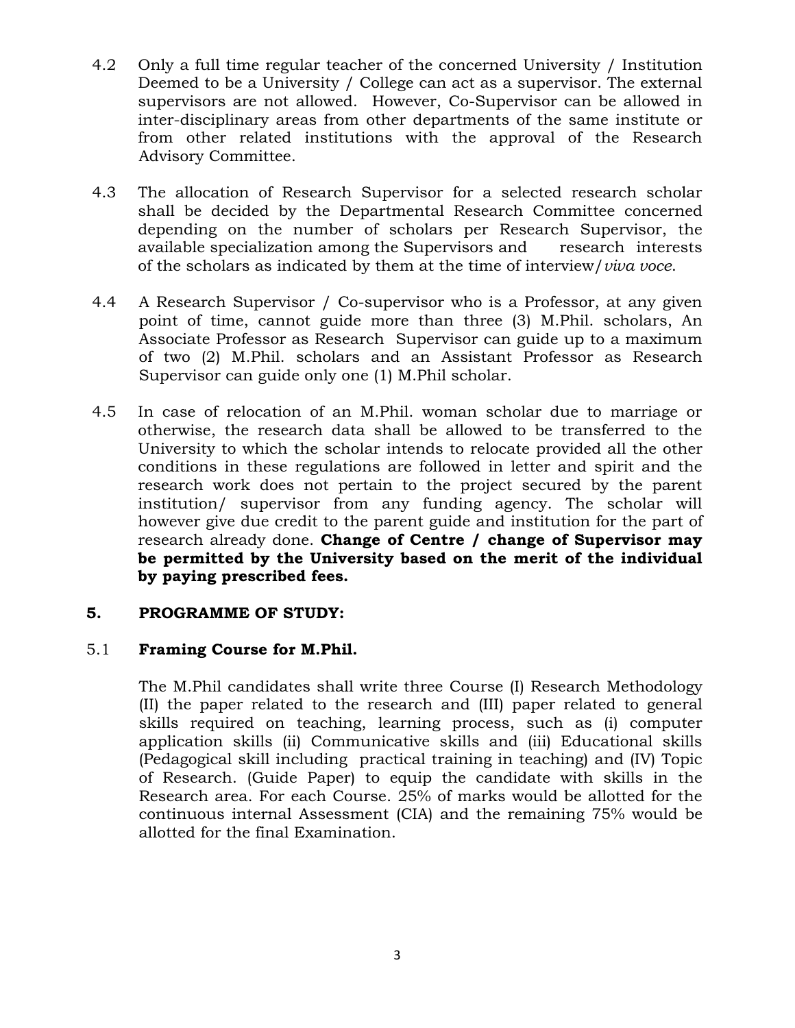4.2 Only a full time regular teacher of the concerned University / Institution Deemed to be a University / College can act as a supervisor. The external supervisors are not allowed. However, Co-Supervisor can be allowed in inter-disciplinary areas from other departments of the same institute or from other related institutions with the approval of the Research Advisory Committee.

4.3 The allocation of Research Supervisor for a selected research scholar shall be decided by the Departmental Research Committee concerned depending on the number of scholars per Research Supervisor, the available specialization among the Supervisors and research interests of the scholars as indicated by them at the time of interview/*viva voce*.

4.4 A Research Supervisor / Co-supervisor who is a Professor, at any given point of time, cannot guide more than three (3) M.Phil. scholars, An Associate Professor as Research Supervisor can guide up to a maximum of two (2) M.Phil. scholars and an Assistant Professor as Research Supervisor can guide only one (1) M.Phil scholar.

4.5 In case of relocation of an M.Phil. woman scholar due to marriage or otherwise, the research data shall be allowed to be transferred to the University to which the scholar intends to relocate provided all the other conditions in these regulations are followed in letter and spirit and the research work does not pertain to the project secured by the parent institution/ supervisor from any funding agency. The scholar will however give due credit to the parent guide and institution for the part of research already done. **Change of Centre / change of Supervisor may be permitted by the University based on the merit of the individual by paying prescribed fees.**

## 5. PROGRAMME OF STUDY:

### 5.1 Framing Course for M.Phil.

The M.Phil candidates shall write three Course (I) Research Methodology (II) the paper related to the research and (III) paper related to general skills required on teaching, learning process, such as (i) computer application skills (ii) Communicative skills and (iii) Educational skills (Pedagogical skill including practical training in teaching) and (IV) Topic of Research. (Guide Paper) to equip the candidate with skills in the Research area. For each Course. 25% of marks would be allotted for the continuous internal Assessment (CIA) and the remaining 75% would be allotted for the final Examination.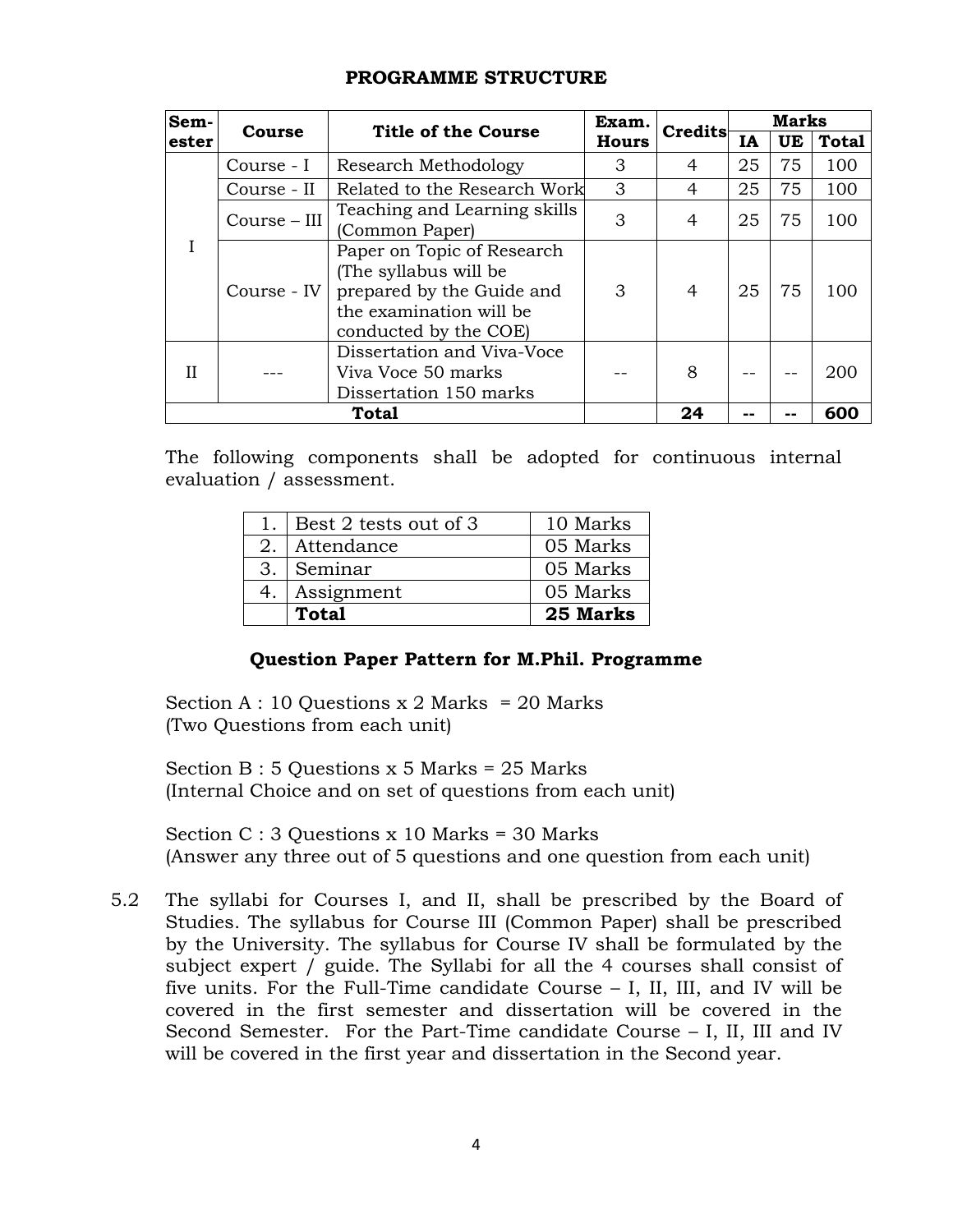## PROGRAMME STRUCTURE

| Semester | Course | Title of the Course | Exam. Hours | Credits | Marks | | |
|---|---|---|---|---|---|---|---|
| | | | | | IA | UE | Total |
| I | Course - I | Research Methodology | 3 | 4 | 25 | 75 | 100 |
| | Course - II | Related to the Research Work | 3 | 4 | 25 | 75 | 100 |
| | Course – III | Teaching and Learning skills (Common Paper) | 3 | 4 | 25 | 75 | 100 |
| | Course - IV | Paper on Topic of Research (The syllabus will be prepared by the Guide and the examination will be conducted by the COE) | 3 | 4 | 25 | 75 | 100 |
| II | --- | Dissertation and Viva-Voce Viva Voce 50 marks Dissertation 150 marks | -- | 8 | -- | -- | 200 |
| **Total** | | | | **24** | **--** | **--** | **600** |

The following components shall be adopted for continuous internal evaluation / assessment.

| | | |
|---|---|---|
| 1. | Best 2 tests out of 3 | 10 Marks |
| 2. | Attendance | 05 Marks |
| 3. | Seminar | 05 Marks |
| 4. | Assignment | 05 Marks |
| | **Total** | **25 Marks** |

### Question Paper Pattern for M.Phil. Programme

Section A : 10 Questions x 2 Marks = 20 Marks
(Two Questions from each unit)

Section B : 5 Questions x 5 Marks = 25 Marks
(Internal Choice and on set of questions from each unit)

Section C : 3 Questions x 10 Marks = 30 Marks
(Answer any three out of 5 questions and one question from each unit)

5.2 The syllabi for Courses I, and II, shall be prescribed by the Board of Studies. The syllabus for Course III (Common Paper) shall be prescribed by the University. The syllabus for Course IV shall be formulated by the subject expert / guide. The Syllabi for all the 4 courses shall consist of five units. For the Full-Time candidate Course – I, II, III, and IV will be covered in the first semester and dissertation will be covered in the Second Semester. For the Part-Time candidate Course – I, II, III and IV will be covered in the first year and dissertation in the Second year.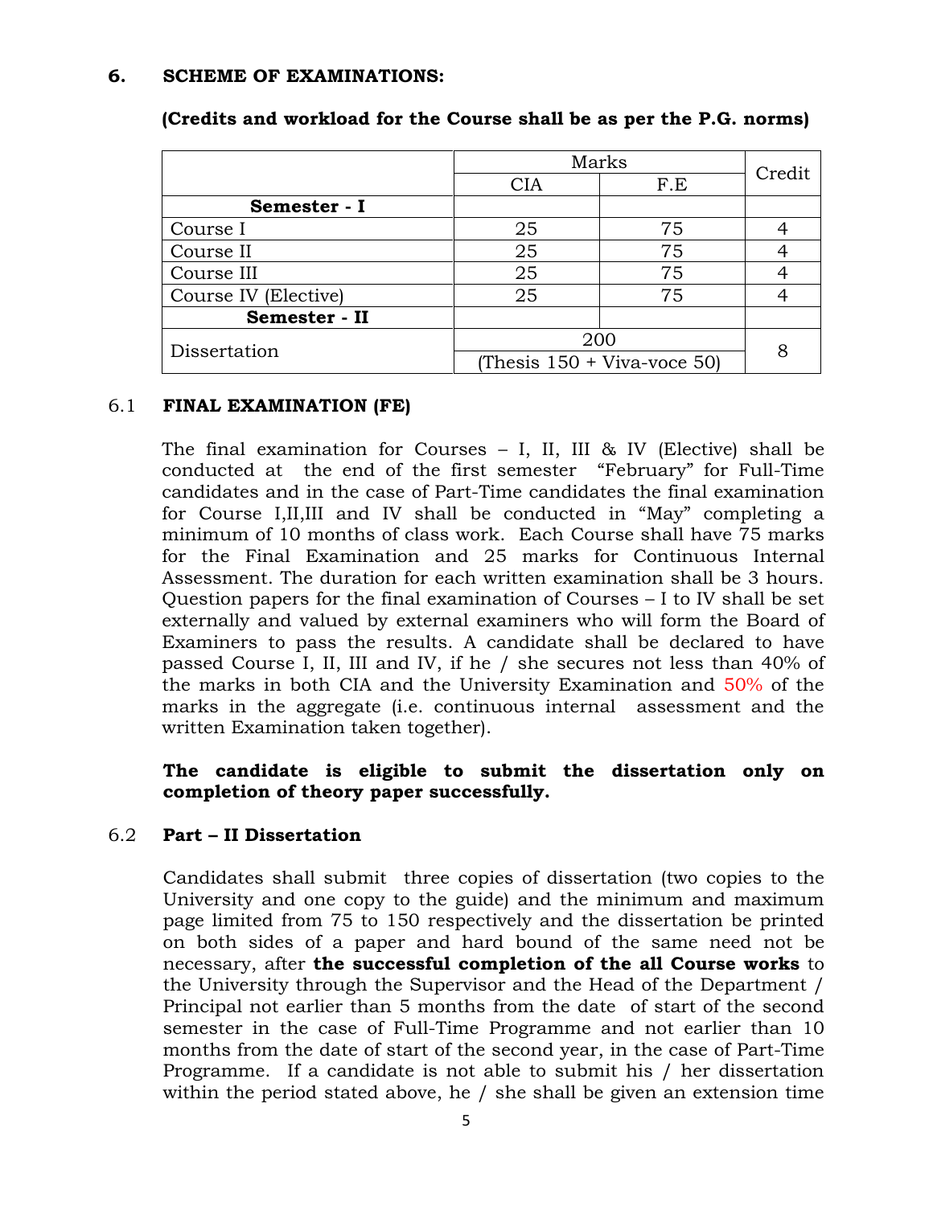## 6. SCHEME OF EXAMINATIONS:

**(Credits and workload for the Course shall be as per the P.G. norms)**

| | Marks | | Credit |
|---|---|---|---|
| | CIA | F.E | |
| **Semester - I** | | | |
| Course I | 25 | 75 | 4 |
| Course II | 25 | 75 | 4 |
| Course III | 25 | 75 | 4 |
| Course IV (Elective) | 25 | 75 | 4 |
| **Semester - II** | | | |
| Dissertation | 200 (Thesis 150 + Viva-voce 50) | | 8 |

### 6.1 FINAL EXAMINATION (FE)

The final examination for Courses – I, II, III & IV (Elective) shall be conducted at the end of the first semester "February" for Full-Time candidates and in the case of Part-Time candidates the final examination for Course I,II,III and IV shall be conducted in "May" completing a minimum of 10 months of class work. Each Course shall have 75 marks for the Final Examination and 25 marks for Continuous Internal Assessment. The duration for each written examination shall be 3 hours. Question papers for the final examination of Courses – I to IV shall be set externally and valued by external examiners who will form the Board of Examiners to pass the results. A candidate shall be declared to have passed Course I, II, III and IV, if he / she secures not less than 40% of the marks in both CIA and the University Examination and 50% of the marks in the aggregate (i.e. continuous internal assessment and the written Examination taken together).

**The candidate is eligible to submit the dissertation only on completion of theory paper successfully.**

### 6.2 Part – II Dissertation

Candidates shall submit three copies of dissertation (two copies to the University and one copy to the guide) and the minimum and maximum page limited from 75 to 150 respectively and the dissertation be printed on both sides of a paper and hard bound of the same need not be necessary, after **the successful completion of the all Course works** to the University through the Supervisor and the Head of the Department / Principal not earlier than 5 months from the date of start of the second semester in the case of Full-Time Programme and not earlier than 10 months from the date of start of the second year, in the case of Part-Time Programme. If a candidate is not able to submit his / her dissertation within the period stated above, he / she shall be given an extension time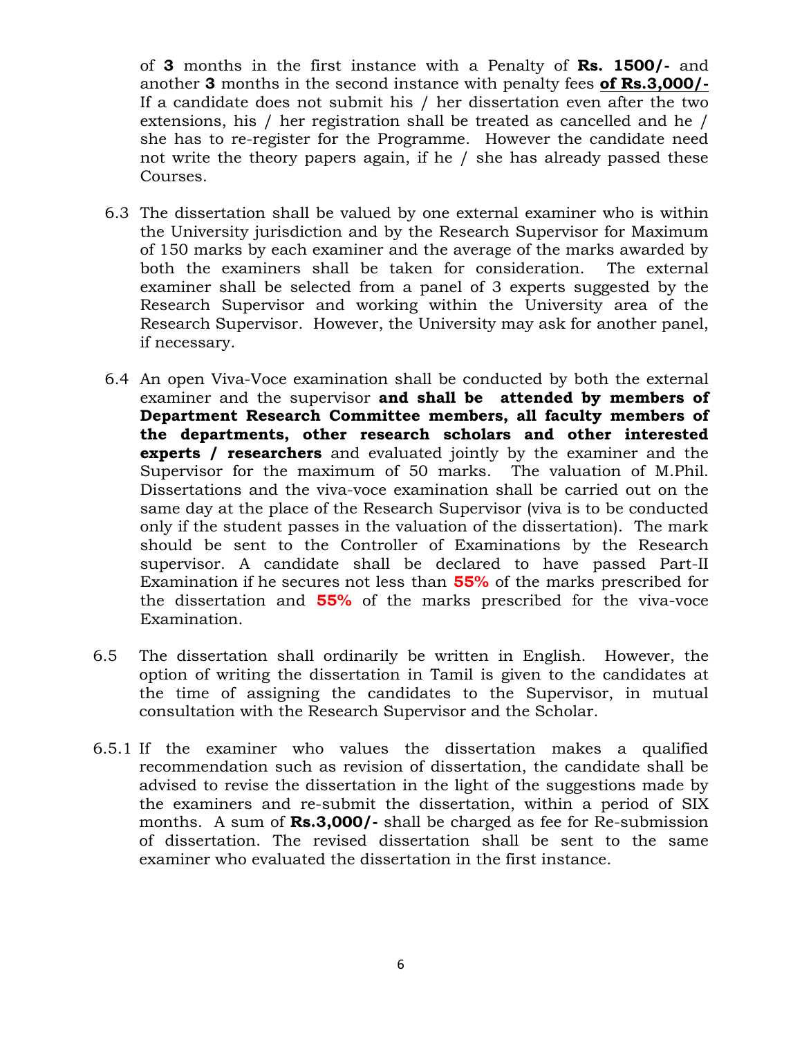of **3** months in the first instance with a Penalty of **Rs. 1500/-** and another **3** months in the second instance with penalty fees **of Rs.3,000/-** If a candidate does not submit his / her dissertation even after the two extensions, his / her registration shall be treated as cancelled and he / she has to re-register for the Programme. However the candidate need not write the theory papers again, if he / she has already passed these Courses.

6.3 The dissertation shall be valued by one external examiner who is within the University jurisdiction and by the Research Supervisor for Maximum of 150 marks by each examiner and the average of the marks awarded by both the examiners shall be taken for consideration. The external examiner shall be selected from a panel of 3 experts suggested by the Research Supervisor and working within the University area of the Research Supervisor. However, the University may ask for another panel, if necessary.

6.4 An open Viva-Voce examination shall be conducted by both the external examiner and the supervisor **and shall be attended by members of Department Research Committee members, all faculty members of the departments, other research scholars and other interested experts / researchers** and evaluated jointly by the examiner and the Supervisor for the maximum of 50 marks. The valuation of M.Phil. Dissertations and the viva-voce examination shall be carried out on the same day at the place of the Research Supervisor (viva is to be conducted only if the student passes in the valuation of the dissertation). The mark should be sent to the Controller of Examinations by the Research supervisor. A candidate shall be declared to have passed Part-II Examination if he secures not less than **55%** of the marks prescribed for the dissertation and **55%** of the marks prescribed for the viva-voce Examination.

6.5 The dissertation shall ordinarily be written in English. However, the option of writing the dissertation in Tamil is given to the candidates at the time of assigning the candidates to the Supervisor, in mutual consultation with the Research Supervisor and the Scholar.

6.5.1 If the examiner who values the dissertation makes a qualified recommendation such as revision of dissertation, the candidate shall be advised to revise the dissertation in the light of the suggestions made by the examiners and re-submit the dissertation, within a period of SIX months. A sum of **Rs.3,000/-** shall be charged as fee for Re-submission of dissertation. The revised dissertation shall be sent to the same examiner who evaluated the dissertation in the first instance.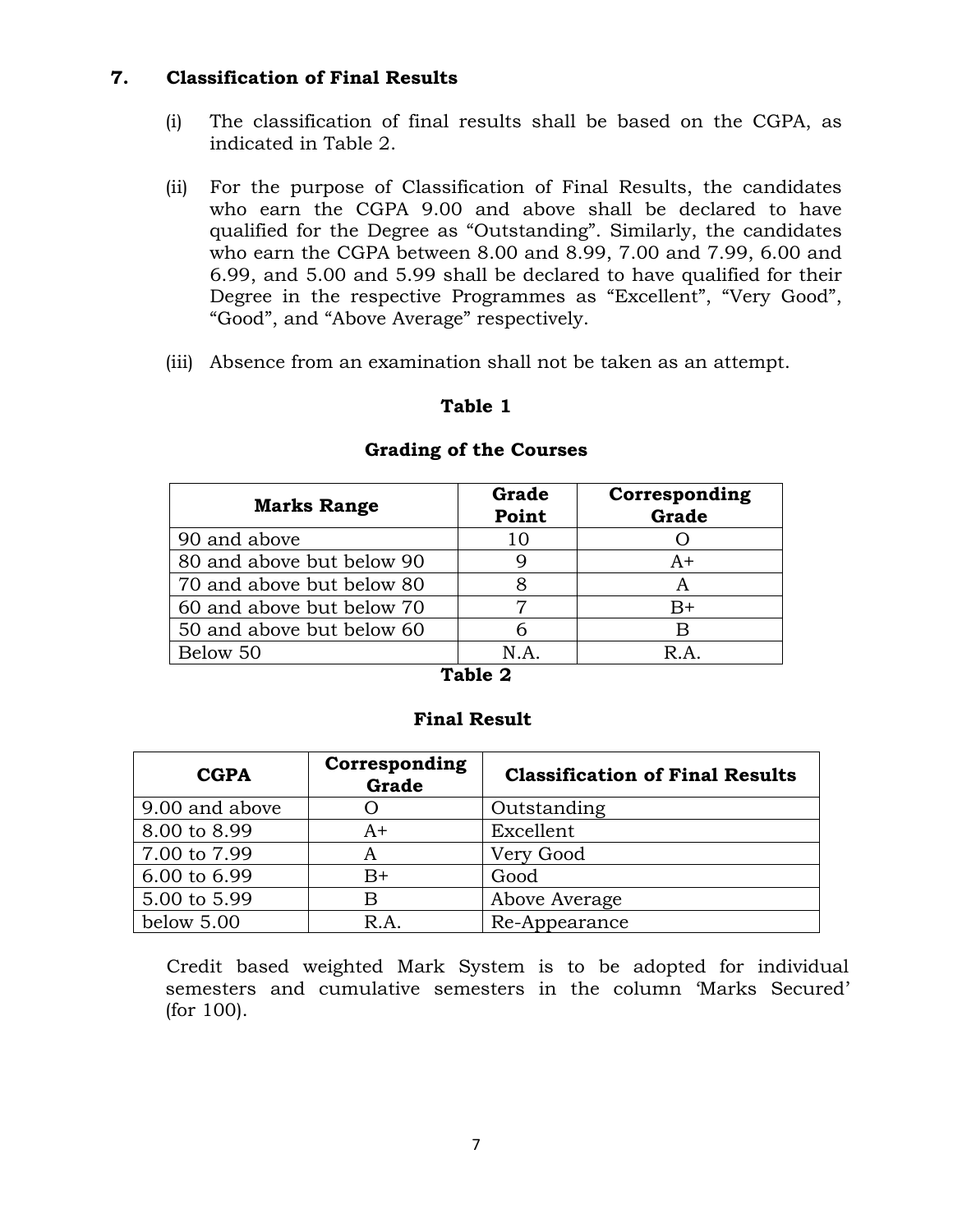## 7. Classification of Final Results

(i) The classification of final results shall be based on the CGPA, as indicated in Table 2.

(ii) For the purpose of Classification of Final Results, the candidates who earn the CGPA 9.00 and above shall be declared to have qualified for the Degree as "Outstanding". Similarly, the candidates who earn the CGPA between 8.00 and 8.99, 7.00 and 7.99, 6.00 and 6.99, and 5.00 and 5.99 shall be declared to have qualified for their Degree in the respective Programmes as "Excellent", "Very Good", "Good", and "Above Average" respectively.

(iii) Absence from an examination shall not be taken as an attempt.

**Table 1**

**Grading of the Courses**

| Marks Range | Grade Point | Corresponding Grade |
|---|---|---|
| 90 and above | 10 | O |
| 80 and above but below 90 | 9 | A+ |
| 70 and above but below 80 | 8 | A |
| 60 and above but below 70 | 7 | B+ |
| 50 and above but below 60 | 6 | B |
| Below 50 | N.A. | R.A. |

**Table 2**

**Final Result**

| CGPA | Corresponding Grade | Classification of Final Results |
|---|---|---|
| 9.00 and above | O | Outstanding |
| 8.00 to 8.99 | A+ | Excellent |
| 7.00 to 7.99 | A | Very Good |
| 6.00 to 6.99 | B+ | Good |
| 5.00 to 5.99 | B | Above Average |
| below 5.00 | R.A. | Re-Appearance |

Credit based weighted Mark System is to be adopted for individual semesters and cumulative semesters in the column 'Marks Secured' (for 100).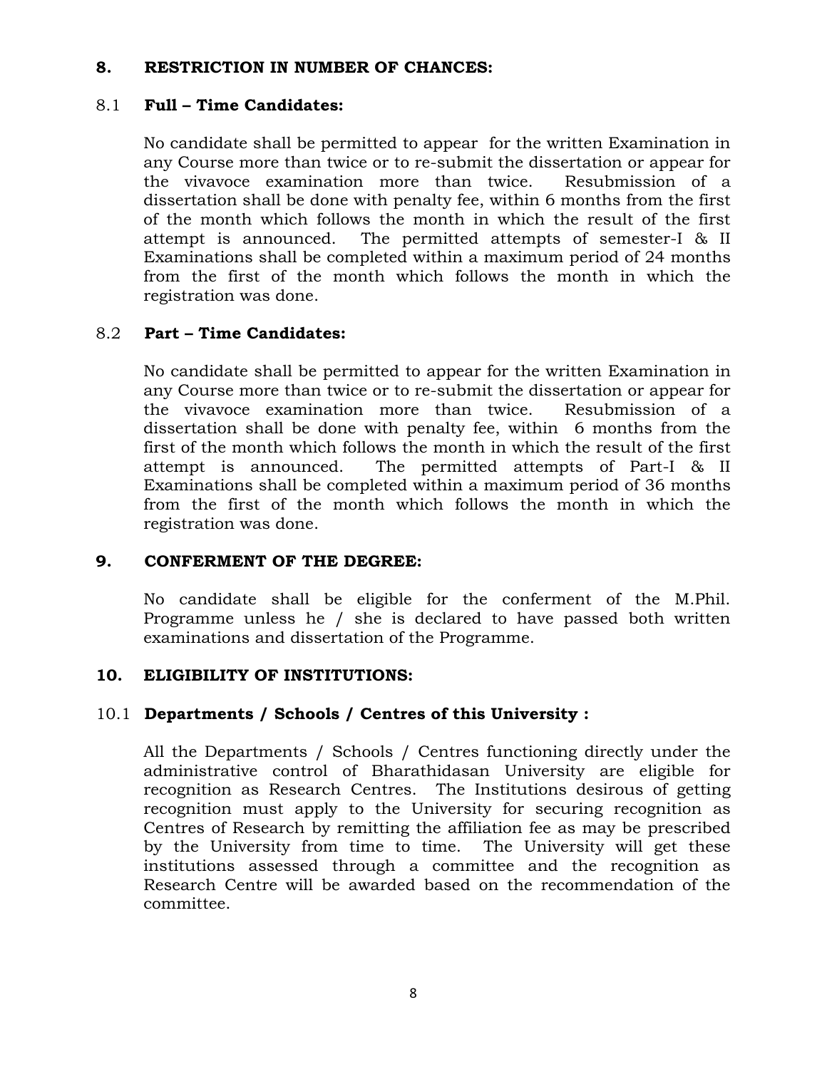## 8. RESTRICTION IN NUMBER OF CHANCES:

### 8.1 Full – Time Candidates:

No candidate shall be permitted to appear for the written Examination in any Course more than twice or to re-submit the dissertation or appear for the vivavoce examination more than twice. Resubmission of a dissertation shall be done with penalty fee, within 6 months from the first of the month which follows the month in which the result of the first attempt is announced. The permitted attempts of semester-I & II Examinations shall be completed within a maximum period of 24 months from the first of the month which follows the month in which the registration was done.

### 8.2 Part – Time Candidates:

No candidate shall be permitted to appear for the written Examination in any Course more than twice or to re-submit the dissertation or appear for the vivavoce examination more than twice. Resubmission of a dissertation shall be done with penalty fee, within 6 months from the first of the month which follows the month in which the result of the first attempt is announced. The permitted attempts of Part-I & II Examinations shall be completed within a maximum period of 36 months from the first of the month which follows the month in which the registration was done.

## 9. CONFERMENT OF THE DEGREE:

No candidate shall be eligible for the conferment of the M.Phil. Programme unless he / she is declared to have passed both written examinations and dissertation of the Programme.

## 10. ELIGIBILITY OF INSTITUTIONS:

### 10.1 Departments / Schools / Centres of this University :

All the Departments / Schools / Centres functioning directly under the administrative control of Bharathidasan University are eligible for recognition as Research Centres. The Institutions desirous of getting recognition must apply to the University for securing recognition as Centres of Research by remitting the affiliation fee as may be prescribed by the University from time to time. The University will get these institutions assessed through a committee and the recognition as Research Centre will be awarded based on the recommendation of the committee.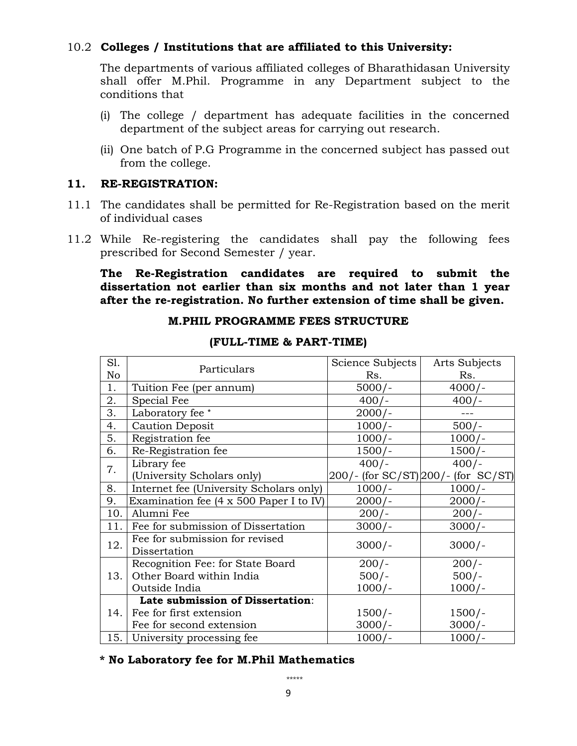10.2 **Colleges / Institutions that are affiliated to this University:**

The departments of various affiliated colleges of Bharathidasan University shall offer M.Phil. Programme in any Department subject to the conditions that

(i) The college / department has adequate facilities in the concerned department of the subject areas for carrying out research.

(ii) One batch of P.G Programme in the concerned subject has passed out from the college.

## 11. RE-REGISTRATION:

11.1 The candidates shall be permitted for Re-Registration based on the merit of individual cases

11.2 While Re-registering the candidates shall pay the following fees prescribed for Second Semester / year.

**The Re-Registration candidates are required to submit the dissertation not earlier than six months and not later than 1 year after the re-registration. No further extension of time shall be given.**

### M.PHIL PROGRAMME FEES STRUCTURE

### (FULL-TIME & PART-TIME)

| Sl. No | Particulars | Science Subjects Rs. | Arts Subjects Rs. |
|---|---|---|---|
| 1. | Tuition Fee (per annum) | 5000/- | 4000/- |
| 2. | Special Fee | 400/- | 400/- |
| 3. | Laboratory fee * | 2000/- | --- |
| 4. | Caution Deposit | 1000/- | 500/- |
| 5. | Registration fee | 1000/- | 1000/- |
| 6. | Re-Registration fee | 1500/- | 1500/- |
| 7. | Library fee (University Scholars only) | 400/- 200/- (for SC/ST) | 400/- 200/- (for SC/ST) |
| 8. | Internet fee (University Scholars only) | 1000/- | 1000/- |
| 9. | Examination fee (4 x 500 Paper I to IV) | 2000/- | 2000/- |
| 10. | Alumni Fee | 200/- | 200/- |
| 11. | Fee for submission of Dissertation | 3000/- | 3000/- |
| 12. | Fee for submission for revised Dissertation | 3000/- | 3000/- |
| 13. | Recognition Fee: for State Board<br>Other Board within India<br>Outside India | 200/-<br>500/-<br>1000/- | 200/-<br>500/-<br>1000/- |
| 14. | **Late submission of Dissertation**:<br>Fee for first extension<br>Fee for second extension | <br>1500/-<br>3000/- | <br>1500/-<br>3000/- |
| 15. | University processing fee | 1000/- | 1000/- |

**\* No Laboratory fee for M.Phil Mathematics**

\*\*\*\*\*